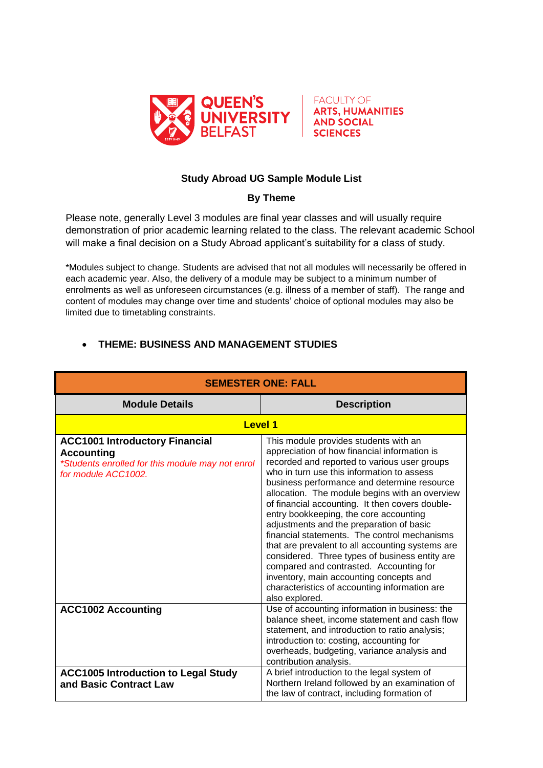QUEEN'S UNIVERSITY BELFAST

FACULTY OF ARTS, HUMANITIES AND SOCIAL SCIENCES

## Study Abroad UG Sample Module List

### By Theme

Please note, generally Level 3 modules are final year classes and will usually require demonstration of prior academic learning related to the class. The relevant academic School will make a final decision on a Study Abroad applicant's suitability for a class of study.

*Modules subject to change. Students are advised that not all modules will necessarily be offered in each academic year. Also, the delivery of a module may be subject to a minimum number of enrolments as well as unforeseen circumstances (e.g. illness of a member of staff). The range and content of modules may change over time and students' choice of optional modules may also be limited due to timetabling constraints.

- **THEME: BUSINESS AND MANAGEMENT STUDIES**

| SEMESTER ONE: FALL | |
|---|---|
| **Module Details** | **Description** |
| **Level 1** | |
| **ACC1001 Introductory Financial Accounting** *\*Students enrolled for this module may not enrol for module ACC1002.* | This module provides students with an appreciation of how financial information is recorded and reported to various user groups who in turn use this information to assess business performance and determine resource allocation. The module begins with an overview of financial accounting. It then covers double-entry bookkeeping, the core accounting adjustments and the preparation of basic financial statements. The control mechanisms that are prevalent to all accounting systems are considered. Three types of business entity are compared and contrasted. Accounting for inventory, main accounting concepts and characteristics of accounting information are also explored. |
| **ACC1002 Accounting** | Use of accounting information in business: the balance sheet, income statement and cash flow statement, and introduction to ratio analysis; introduction to: costing, accounting for overheads, budgeting, variance analysis and contribution analysis. |
| **ACC1005 Introduction to Legal Study and Basic Contract Law** | A brief introduction to the legal system of Northern Ireland followed by an examination of the law of contract, including formation of |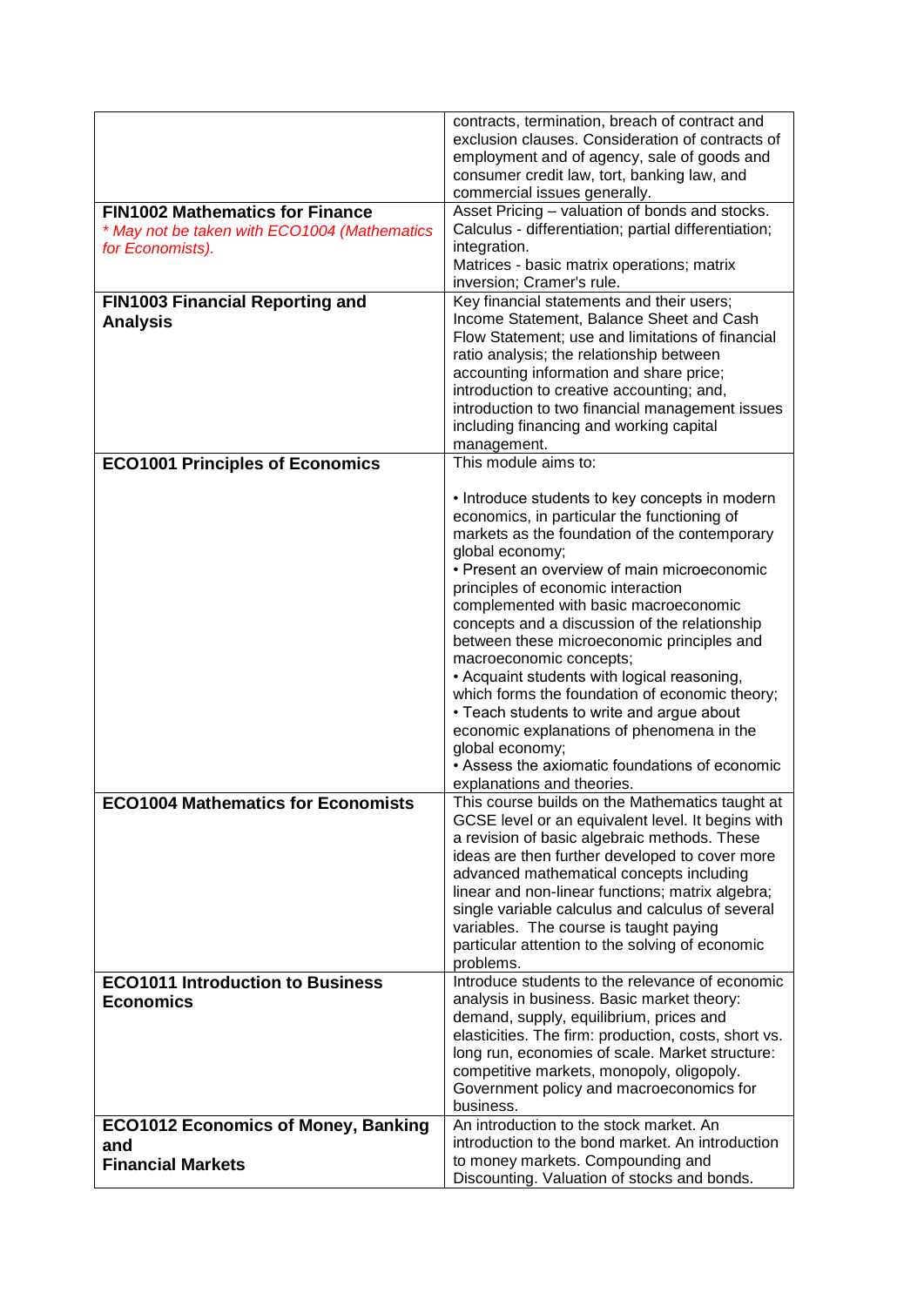| | |
|---|---|
| | contracts, termination, breach of contract and exclusion clauses. Consideration of contracts of employment and of agency, sale of goods and consumer credit law, tort, banking law, and commercial issues generally. |
| **FIN1002 Mathematics for Finance**<br>*\* May not be taken with ECO1004 (Mathematics for Economists).* | Asset Pricing – valuation of bonds and stocks.<br>Calculus - differentiation; partial differentiation; integration.<br>Matrices - basic matrix operations; matrix inversion; Cramer's rule. |
| **FIN1003 Financial Reporting and Analysis** | Key financial statements and their users; Income Statement, Balance Sheet and Cash Flow Statement; use and limitations of financial ratio analysis; the relationship between accounting information and share price; introduction to creative accounting; and, introduction to two financial management issues including financing and working capital management. |
| **ECO1001 Principles of Economics** | This module aims to:<br><br>• Introduce students to key concepts in modern economics, in particular the functioning of markets as the foundation of the contemporary global economy;<br>• Present an overview of main microeconomic principles of economic interaction complemented with basic macroeconomic concepts and a discussion of the relationship between these microeconomic principles and macroeconomic concepts;<br>• Acquaint students with logical reasoning, which forms the foundation of economic theory;<br>• Teach students to write and argue about economic explanations of phenomena in the global economy;<br>• Assess the axiomatic foundations of economic explanations and theories. |
| **ECO1004 Mathematics for Economists** | This course builds on the Mathematics taught at GCSE level or an equivalent level. It begins with a revision of basic algebraic methods. These ideas are then further developed to cover more advanced mathematical concepts including linear and non-linear functions; matrix algebra; single variable calculus and calculus of several variables. The course is taught paying particular attention to the solving of economic problems. |
| **ECO1011 Introduction to Business Economics** | Introduce students to the relevance of economic analysis in business. Basic market theory: demand, supply, equilibrium, prices and elasticities. The firm: production, costs, short vs. long run, economies of scale. Market structure: competitive markets, monopoly, oligopoly. Government policy and macroeconomics for business. |
| **ECO1012 Economics of Money, Banking and Financial Markets** | An introduction to the stock market. An introduction to the bond market. An introduction to money markets. Compounding and Discounting. Valuation of stocks and bonds. |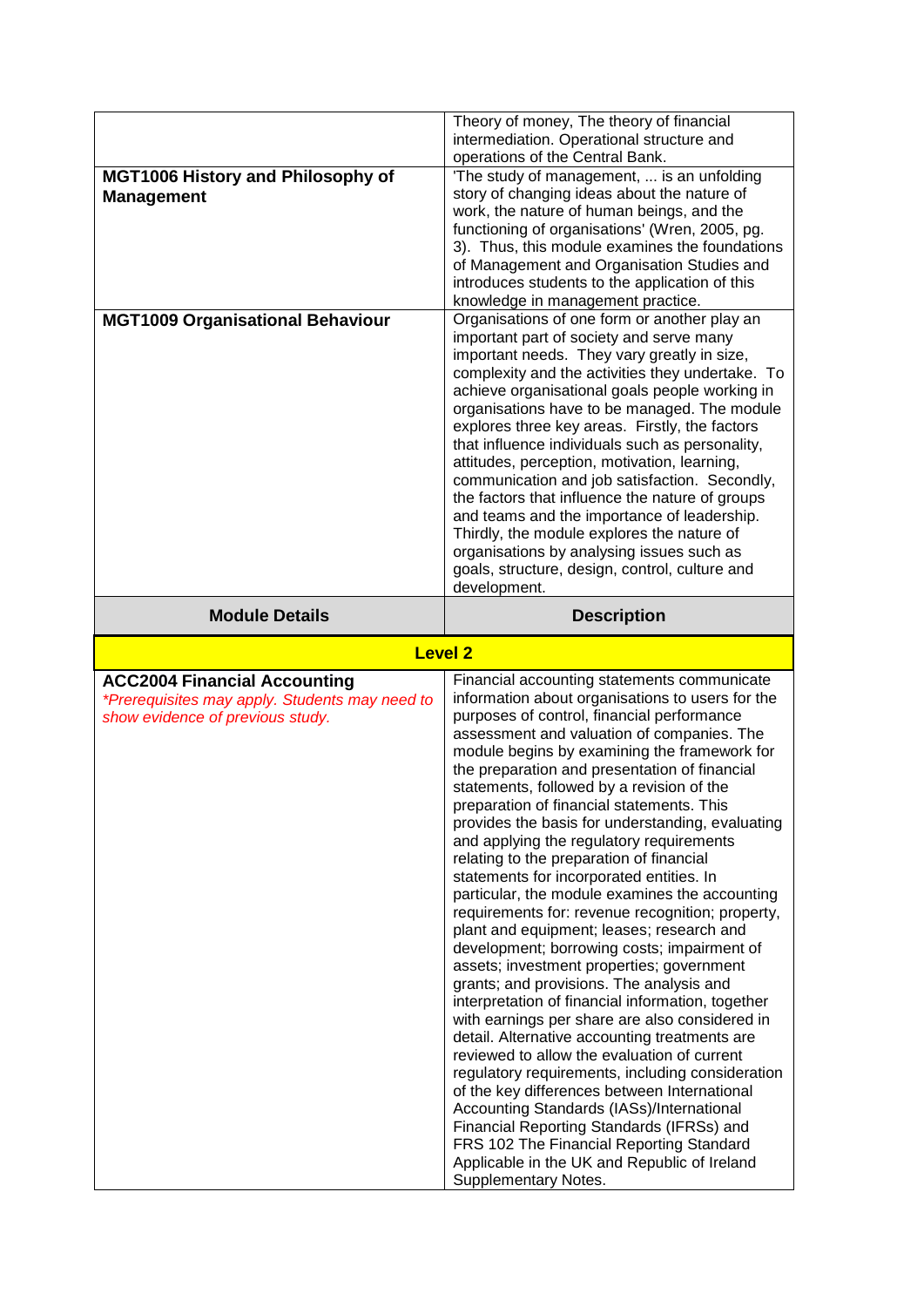| Module Details | Description |
| --- | --- |
| | Theory of money, The theory of financial intermediation. Operational structure and operations of the Central Bank. |
| **MGT1006 History and Philosophy of Management** | 'The study of management, ... is an unfolding story of changing ideas about the nature of work, the nature of human beings, and the functioning of organisations' (Wren, 2005, pg. 3). Thus, this module examines the foundations of Management and Organisation Studies and introduces students to the application of this knowledge in management practice. |
| **MGT1009 Organisational Behaviour** | Organisations of one form or another play an important part of society and serve many important needs. They vary greatly in size, complexity and the activities they undertake. To achieve organisational goals people working in organisations have to be managed. The module explores three key areas. Firstly, the factors that influence individuals such as personality, attitudes, perception, motivation, learning, communication and job satisfaction. Secondly, the factors that influence the nature of groups and teams and the importance of leadership. Thirdly, the module explores the nature of organisations by analysing issues such as goals, structure, design, control, culture and development. |
| **Module Details** | **Description** |
| **Level 2** | |
| **ACC2004 Financial Accounting**<br>*\*Prerequisites may apply. Students may need to show evidence of previous study.* | Financial accounting statements communicate information about organisations to users for the purposes of control, financial performance assessment and valuation of companies. The module begins by examining the framework for the preparation and presentation of financial statements, followed by a revision of the preparation of financial statements. This provides the basis for understanding, evaluating and applying the regulatory requirements relating to the preparation of financial statements for incorporated entities. In particular, the module examines the accounting requirements for: revenue recognition; property, plant and equipment; leases; research and development; borrowing costs; impairment of assets; investment properties; government grants; and provisions. The analysis and interpretation of financial information, together with earnings per share are also considered in detail. Alternative accounting treatments are reviewed to allow the evaluation of current regulatory requirements, including consideration of the key differences between International Accounting Standards (IASs)/International Financial Reporting Standards (IFRSs) and FRS 102 The Financial Reporting Standard Applicable in the UK and Republic of Ireland Supplementary Notes. |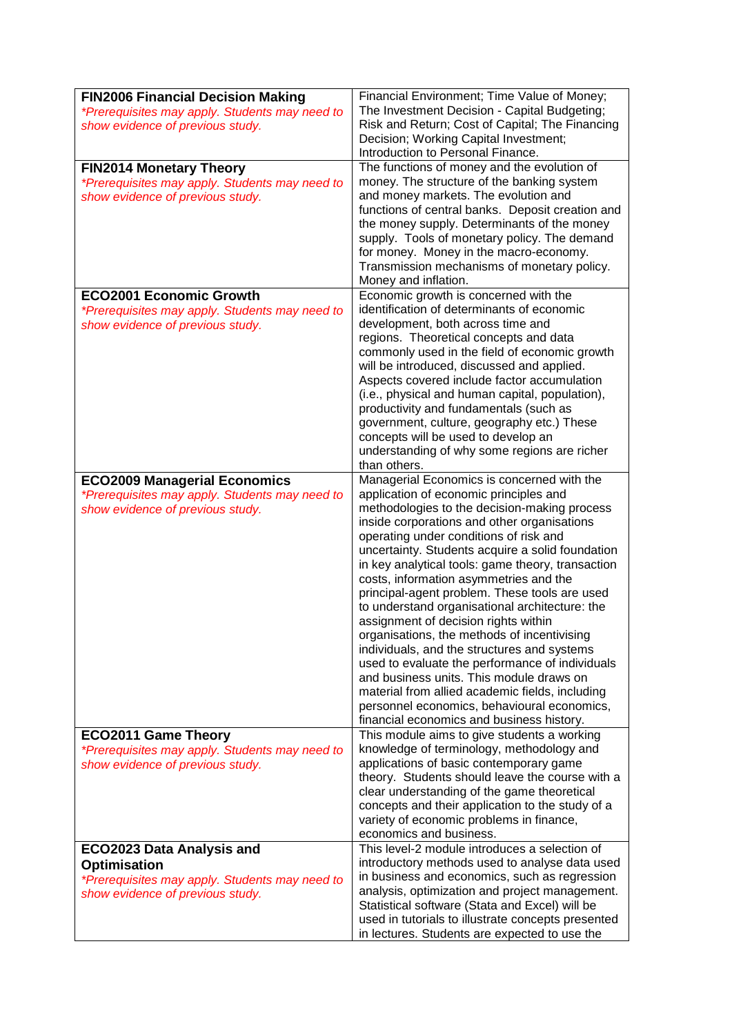| | |
|---|---|
| **FIN2006 Financial Decision Making**<br>*\*Prerequisites may apply. Students may need to show evidence of previous study.* | Financial Environment; Time Value of Money; The Investment Decision - Capital Budgeting; Risk and Return; Cost of Capital; The Financing Decision; Working Capital Investment; Introduction to Personal Finance. |
| **FIN2014 Monetary Theory**<br>*\*Prerequisites may apply. Students may need to show evidence of previous study.* | The functions of money and the evolution of money. The structure of the banking system and money markets. The evolution and functions of central banks. Deposit creation and the money supply. Determinants of the money supply. Tools of monetary policy. The demand for money. Money in the macro-economy. Transmission mechanisms of monetary policy. Money and inflation. |
| **ECO2001 Economic Growth**<br>*\*Prerequisites may apply. Students may need to show evidence of previous study.* | Economic growth is concerned with the identification of determinants of economic development, both across time and regions. Theoretical concepts and data commonly used in the field of economic growth will be introduced, discussed and applied. Aspects covered include factor accumulation (i.e., physical and human capital, population), productivity and fundamentals (such as government, culture, geography etc.) These concepts will be used to develop an understanding of why some regions are richer than others. |
| **ECO2009 Managerial Economics**<br>*\*Prerequisites may apply. Students may need to show evidence of previous study.* | Managerial Economics is concerned with the application of economic principles and methodologies to the decision-making process inside corporations and other organisations operating under conditions of risk and uncertainty. Students acquire a solid foundation in key analytical tools: game theory, transaction costs, information asymmetries and the principal-agent problem. These tools are used to understand organisational architecture: the assignment of decision rights within organisations, the methods of incentivising individuals, and the structures and systems used to evaluate the performance of individuals and business units. This module draws on material from allied academic fields, including personnel economics, behavioural economics, financial economics and business history. |
| **ECO2011 Game Theory**<br>*\*Prerequisites may apply. Students may need to show evidence of previous study.* | This module aims to give students a working knowledge of terminology, methodology and applications of basic contemporary game theory. Students should leave the course with a clear understanding of the game theoretical concepts and their application to the study of a variety of economic problems in finance, economics and business. |
| **ECO2023 Data Analysis and Optimisation**<br>*\*Prerequisites may apply. Students may need to show evidence of previous study.* | This level-2 module introduces a selection of introductory methods used to analyse data used in business and economics, such as regression analysis, optimization and project management. Statistical software (Stata and Excel) will be used in tutorials to illustrate concepts presented in lectures. Students are expected to use the |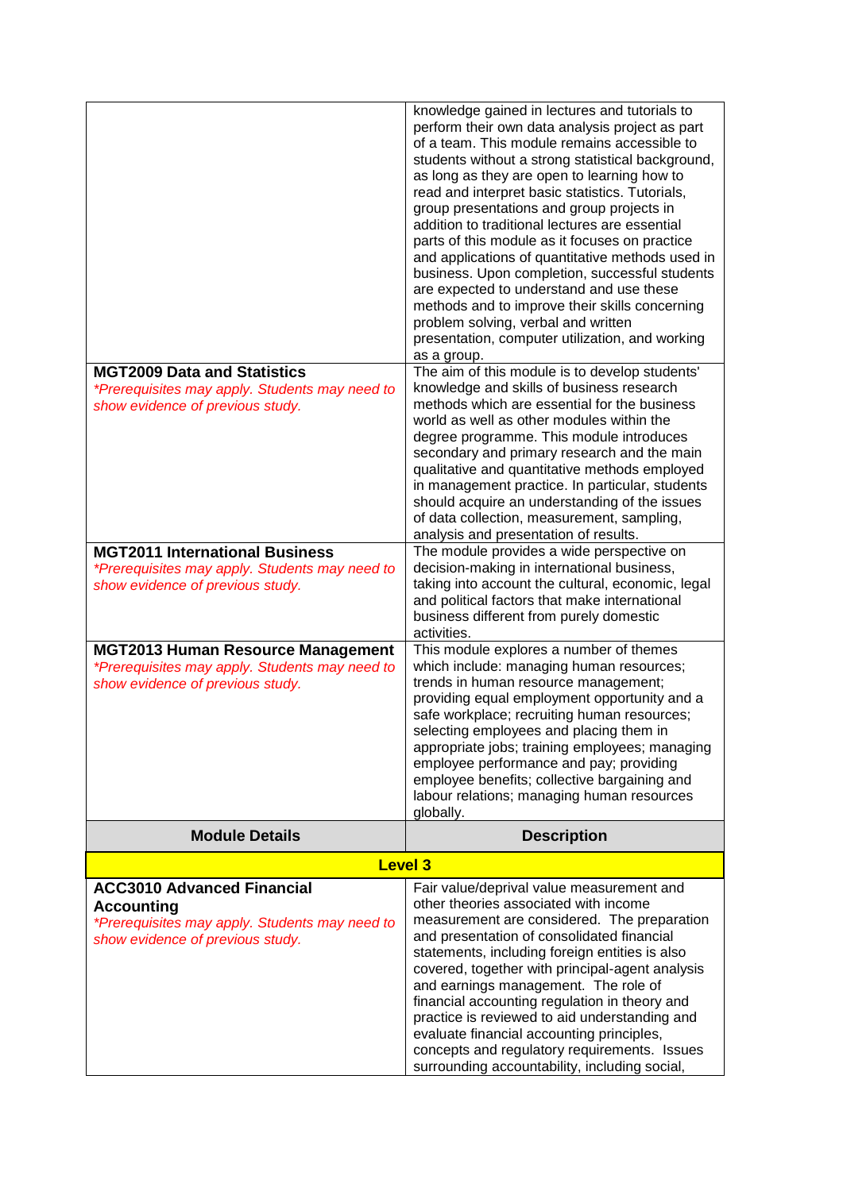| Module Details | Description |
|---|---|
| | knowledge gained in lectures and tutorials to perform their own data analysis project as part of a team. This module remains accessible to students without a strong statistical background, as long as they are open to learning how to read and interpret basic statistics. Tutorials, group presentations and group projects in addition to traditional lectures are essential parts of this module as it focuses on practice and applications of quantitative methods used in business. Upon completion, successful students are expected to understand and use these methods and to improve their skills concerning problem solving, verbal and written presentation, computer utilization, and working as a group. |
| **MGT2009 Data and Statistics** *\*Prerequisites may apply. Students may need to show evidence of previous study.* | The aim of this module is to develop students' knowledge and skills of business research methods which are essential for the business world as well as other modules within the degree programme. This module introduces secondary and primary research and the main qualitative and quantitative methods employed in management practice. In particular, students should acquire an understanding of the issues of data collection, measurement, sampling, analysis and presentation of results. |
| **MGT2011 International Business** *\*Prerequisites may apply. Students may need to show evidence of previous study.* | The module provides a wide perspective on decision-making in international business, taking into account the cultural, economic, legal and political factors that make international business different from purely domestic activities. |
| **MGT2013 Human Resource Management** *\*Prerequisites may apply. Students may need to show evidence of previous study.* | This module explores a number of themes which include: managing human resources; trends in human resource management; providing equal employment opportunity and a safe workplace; recruiting human resources; selecting employees and placing them in appropriate jobs; training employees; managing employee performance and pay; providing employee benefits; collective bargaining and labour relations; managing human resources globally. |

| Module Details | Description |
|---|---|
| **Level 3** | |
| **ACC3010 Advanced Financial Accounting** *\*Prerequisites may apply. Students may need to show evidence of previous study.* | Fair value/deprival value measurement and other theories associated with income measurement are considered. The preparation and presentation of consolidated financial statements, including foreign entities is also covered, together with principal-agent analysis and earnings management. The role of financial accounting regulation in theory and practice is reviewed to aid understanding and evaluate financial accounting principles, concepts and regulatory requirements. Issues surrounding accountability, including social, |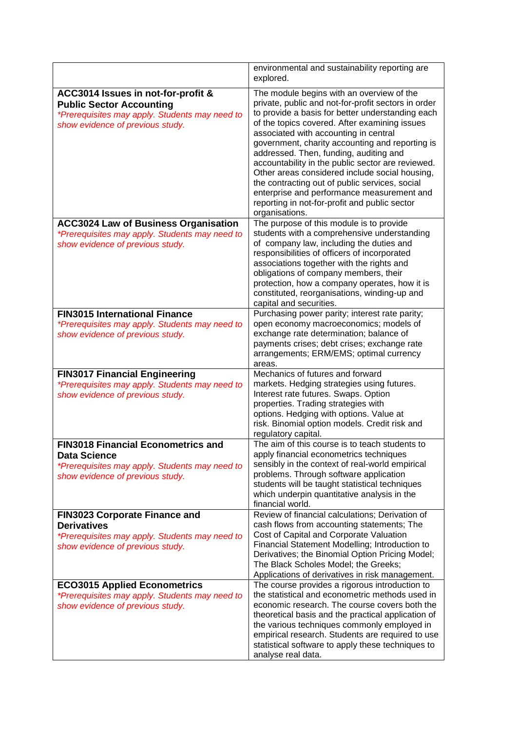| | |
|---|---|
| | environmental and sustainability reporting are explored. |
| **ACC3014 Issues in not-for-profit & Public Sector Accounting** *\*Prerequisites may apply. Students may need to show evidence of previous study.* | The module begins with an overview of the private, public and not-for-profit sectors in order to provide a basis for better understanding each of the topics covered. After examining issues associated with accounting in central government, charity accounting and reporting is addressed. Then, funding, auditing and accountability in the public sector are reviewed. Other areas considered include social housing, the contracting out of public services, social enterprise and performance measurement and reporting in not-for-profit and public sector organisations. |
| **ACC3024 Law of Business Organisation** *\*Prerequisites may apply. Students may need to show evidence of previous study.* | The purpose of this module is to provide students with a comprehensive understanding of company law, including the duties and responsibilities of officers of incorporated associations together with the rights and obligations of company members, their protection, how a company operates, how it is constituted, reorganisations, winding-up and capital and securities. |
| **FIN3015 International Finance** *\*Prerequisites may apply. Students may need to show evidence of previous study.* | Purchasing power parity; interest rate parity; open economy macroeconomics; models of exchange rate determination; balance of payments crises; debt crises; exchange rate arrangements; ERM/EMS; optimal currency areas. |
| **FIN3017 Financial Engineering** *\*Prerequisites may apply. Students may need to show evidence of previous study.* | Mechanics of futures and forward markets. Hedging strategies using futures. Interest rate futures. Swaps. Option properties. Trading strategies with options. Hedging with options. Value at risk. Binomial option models. Credit risk and regulatory capital. |
| **FIN3018 Financial Econometrics and Data Science** *\*Prerequisites may apply. Students may need to show evidence of previous study.* | The aim of this course is to teach students to apply financial econometrics techniques sensibly in the context of real-world empirical problems. Through software application students will be taught statistical techniques which underpin quantitative analysis in the financial world. |
| **FIN3023 Corporate Finance and Derivatives** *\*Prerequisites may apply. Students may need to show evidence of previous study.* | Review of financial calculations; Derivation of cash flows from accounting statements; The Cost of Capital and Corporate Valuation Financial Statement Modelling; Introduction to Derivatives; the Binomial Option Pricing Model; The Black Scholes Model; the Greeks; Applications of derivatives in risk management. |
| **ECO3015 Applied Econometrics** *\*Prerequisites may apply. Students may need to show evidence of previous study.* | The course provides a rigorous introduction to the statistical and econometric methods used in economic research. The course covers both the theoretical basis and the practical application of the various techniques commonly employed in empirical research. Students are required to use statistical software to apply these techniques to analyse real data. |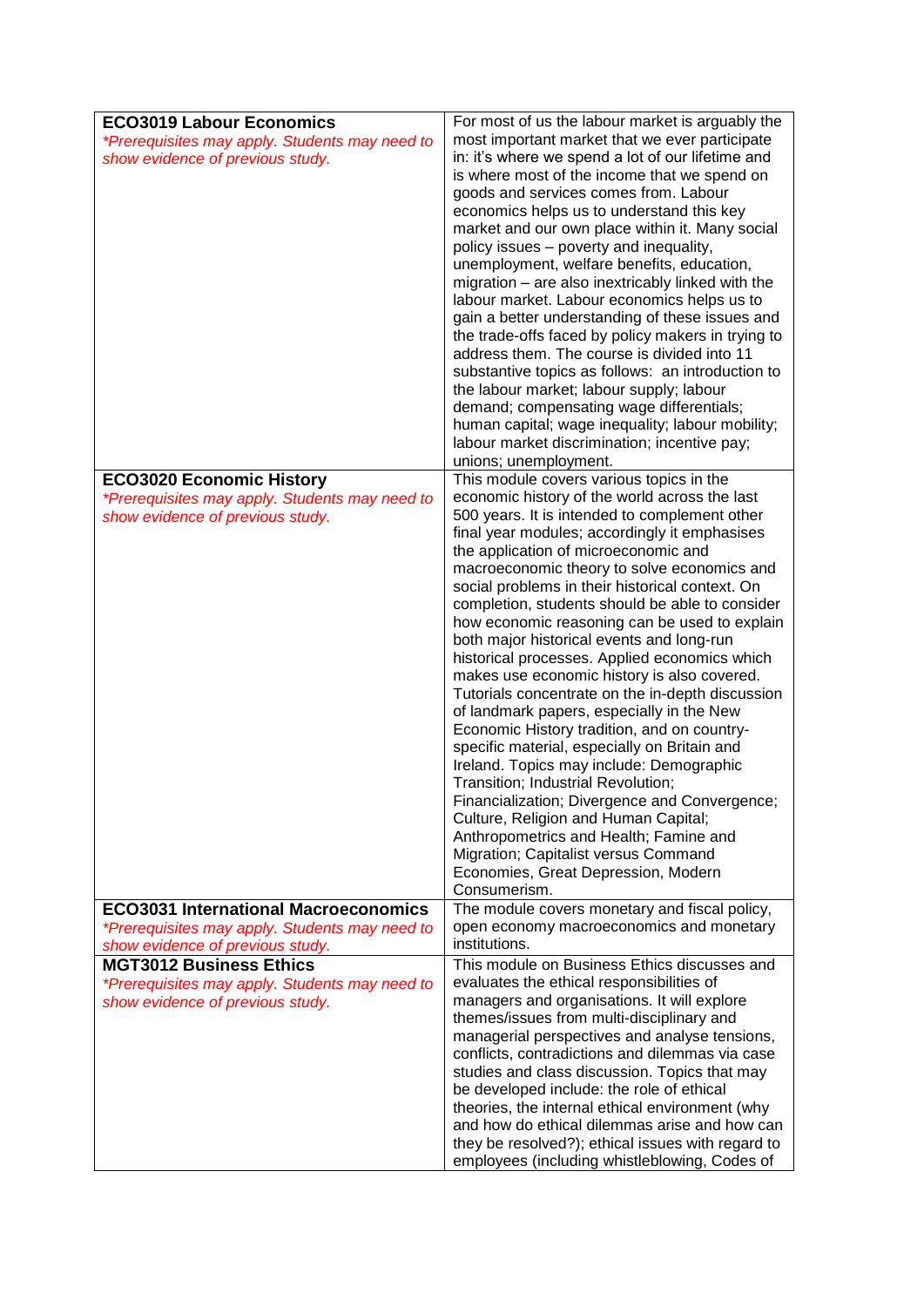| | |
|---|---|
| **ECO3019 Labour Economics**<br>*\*Prerequisites may apply. Students may need to show evidence of previous study.* | For most of us the labour market is arguably the most important market that we ever participate in: it's where we spend a lot of our lifetime and is where most of the income that we spend on goods and services comes from. Labour economics helps us to understand this key market and our own place within it. Many social policy issues – poverty and inequality, unemployment, welfare benefits, education, migration – are also inextricably linked with the labour market. Labour economics helps us to gain a better understanding of these issues and the trade-offs faced by policy makers in trying to address them. The course is divided into 11 substantive topics as follows: an introduction to the labour market; labour supply; labour demand; compensating wage differentials; human capital; wage inequality; labour mobility; labour market discrimination; incentive pay; unions; unemployment. |
| **ECO3020 Economic History**<br>*\*Prerequisites may apply. Students may need to show evidence of previous study.* | This module covers various topics in the economic history of the world across the last 500 years. It is intended to complement other final year modules; accordingly it emphasises the application of microeconomic and macroeconomic theory to solve economics and social problems in their historical context. On completion, students should be able to consider how economic reasoning can be used to explain both major historical events and long-run historical processes. Applied economics which makes use economic history is also covered. Tutorials concentrate on the in-depth discussion of landmark papers, especially in the New Economic History tradition, and on country-specific material, especially on Britain and Ireland. Topics may include: Demographic Transition; Industrial Revolution; Financialization; Divergence and Convergence; Culture, Religion and Human Capital; Anthropometrics and Health; Famine and Migration; Capitalist versus Command Economies, Great Depression, Modern Consumerism. |
| **ECO3031 International Macroeconomics**<br>*\*Prerequisites may apply. Students may need to show evidence of previous study.* | The module covers monetary and fiscal policy, open economy macroeconomics and monetary institutions. |
| **MGT3012 Business Ethics**<br>*\*Prerequisites may apply. Students may need to show evidence of previous study.* | This module on Business Ethics discusses and evaluates the ethical responsibilities of managers and organisations. It will explore themes/issues from multi-disciplinary and managerial perspectives and analyse tensions, conflicts, contradictions and dilemmas via case studies and class discussion. Topics that may be developed include: the role of ethical theories, the internal ethical environment (why and how do ethical dilemmas arise and how can they be resolved?); ethical issues with regard to employees (including whistleblowing, Codes of |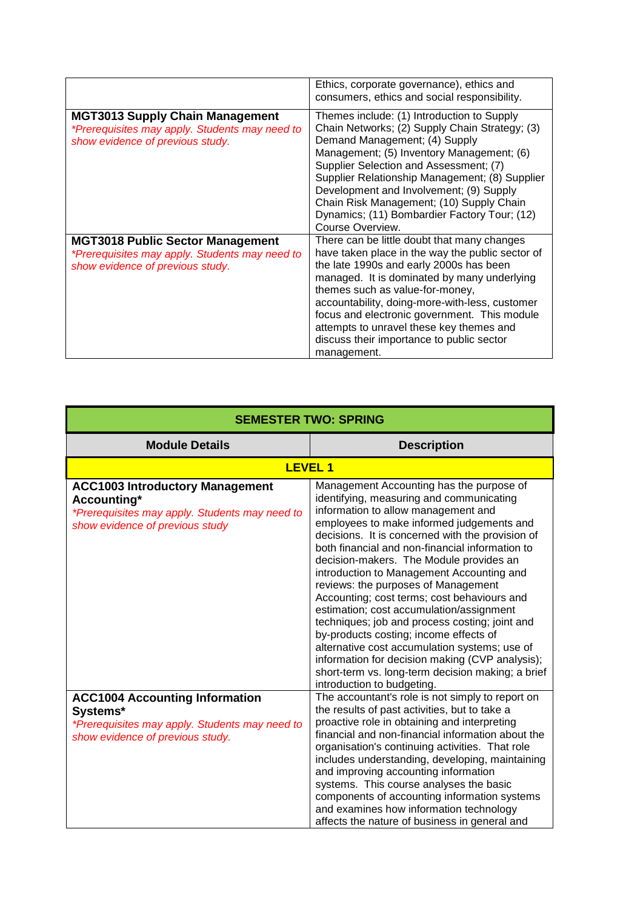| | |
|---|---|
| | Ethics, corporate governance), ethics and consumers, ethics and social responsibility. |
| **MGT3013 Supply Chain Management**<br>*\*Prerequisites may apply. Students may need to show evidence of previous study.* | Themes include: (1) Introduction to Supply Chain Networks; (2) Supply Chain Strategy; (3) Demand Management; (4) Supply Management; (5) Inventory Management; (6) Supplier Selection and Assessment; (7) Supplier Relationship Management; (8) Supplier Development and Involvement; (9) Supply Chain Risk Management; (10) Supply Chain Dynamics; (11) Bombardier Factory Tour; (12) Course Overview. |
| **MGT3018 Public Sector Management**<br>*\*Prerequisites may apply. Students may need to show evidence of previous study.* | There can be little doubt that many changes have taken place in the way the public sector of the late 1990s and early 2000s has been managed. It is dominated by many underlying themes such as value-for-money, accountability, doing-more-with-less, customer focus and electronic government. This module attempts to unravel these key themes and discuss their importance to public sector management. |

| SEMESTER TWO: SPRING | |
|---|---|
| **Module Details** | **Description** |
| **LEVEL 1** | |
| **ACC1003 Introductory Management Accounting\***<br>*\*Prerequisites may apply. Students may need to show evidence of previous study* | Management Accounting has the purpose of identifying, measuring and communicating information to allow management and employees to make informed judgements and decisions. It is concerned with the provision of both financial and non-financial information to decision-makers. The Module provides an introduction to Management Accounting and reviews: the purposes of Management Accounting; cost terms; cost behaviours and estimation; cost accumulation/assignment techniques; job and process costing; joint and by-products costing; income effects of alternative cost accumulation systems; use of information for decision making (CVP analysis); short-term vs. long-term decision making; a brief introduction to budgeting. |
| **ACC1004 Accounting Information Systems\***<br>*\*Prerequisites may apply. Students may need to show evidence of previous study.* | The accountant's role is not simply to report on the results of past activities, but to take a proactive role in obtaining and interpreting financial and non-financial information about the organisation's continuing activities. That role includes understanding, developing, maintaining and improving accounting information systems. This course analyses the basic components of accounting information systems and examines how information technology affects the nature of business in general and |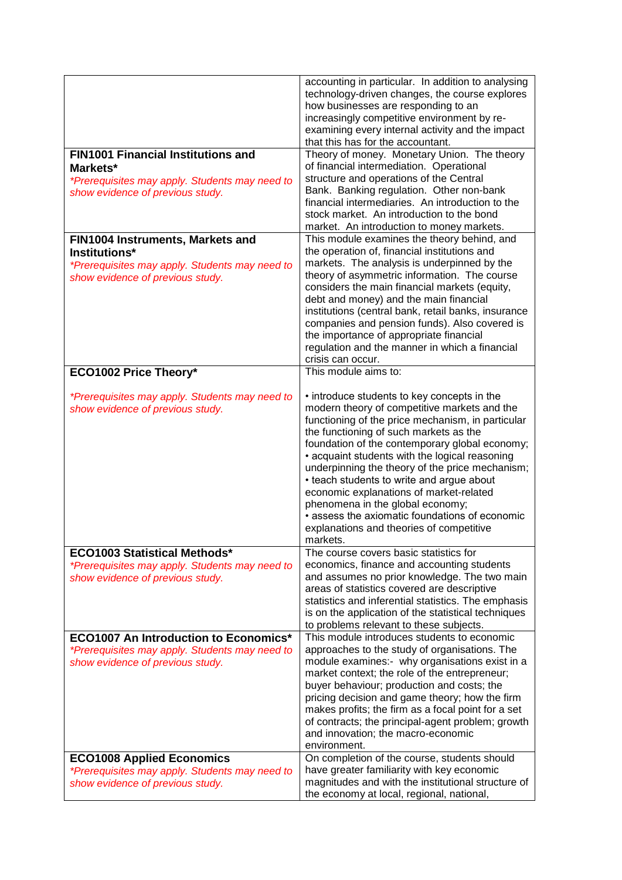| | |
|---|---|
| | accounting in particular. In addition to analysing technology-driven changes, the course explores how businesses are responding to an increasingly competitive environment by re-examining every internal activity and the impact that this has for the accountant. |
| **FIN1001 Financial Institutions and Markets*** <br> *\*Prerequisites may apply. Students may need to show evidence of previous study.* | Theory of money. Monetary Union. The theory of financial intermediation. Operational structure and operations of the Central Bank. Banking regulation. Other non-bank financial intermediaries. An introduction to the stock market. An introduction to the bond market. An introduction to money markets. |
| **FIN1004 Instruments, Markets and Institutions*** <br> *\*Prerequisites may apply. Students may need to show evidence of previous study.* | This module examines the theory behind, and the operation of, financial institutions and markets. The analysis is underpinned by the theory of asymmetric information. The course considers the main financial markets (equity, debt and money) and the main financial institutions (central bank, retail banks, insurance companies and pension funds). Also covered is the importance of appropriate financial regulation and the manner in which a financial crisis can occur. |
| **ECO1002 Price Theory*** <br><br> *\*Prerequisites may apply. Students may need to show evidence of previous study.* | This module aims to: <br><br> • introduce students to key concepts in the modern theory of competitive markets and the functioning of the price mechanism, in particular the functioning of such markets as the foundation of the contemporary global economy; <br> • acquaint students with the logical reasoning underpinning the theory of the price mechanism; <br> • teach students to write and argue about economic explanations of market-related phenomena in the global economy; <br> • assess the axiomatic foundations of economic explanations and theories of competitive markets. |
| **ECO1003 Statistical Methods*** <br> *\*Prerequisites may apply. Students may need to show evidence of previous study.* | The course covers basic statistics for economics, finance and accounting students and assumes no prior knowledge. The two main areas of statistics covered are descriptive statistics and inferential statistics. The emphasis is on the application of the statistical techniques to problems relevant to these subjects. |
| **ECO1007 An Introduction to Economics*** <br> *\*Prerequisites may apply. Students may need to show evidence of previous study.* | This module introduces students to economic approaches to the study of organisations. The module examines:- why organisations exist in a market context; the role of the entrepreneur; buyer behaviour; production and costs; the pricing decision and game theory; how the firm makes profits; the firm as a focal point for a set of contracts; the principal-agent problem; growth and innovation; the macro-economic environment. |
| **ECO1008 Applied Economics** <br> *\*Prerequisites may apply. Students may need to show evidence of previous study.* | On completion of the course, students should have greater familiarity with key economic magnitudes and with the institutional structure of the economy at local, regional, national, |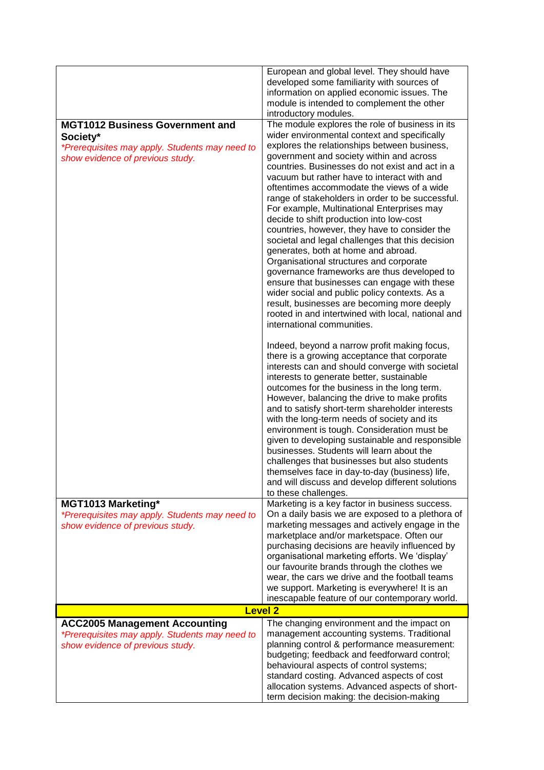| | |
|---|---|
| | European and global level. They should have developed some familiarity with sources of information on applied economic issues. The module is intended to complement the other introductory modules. |
| **MGT1012 Business Government and Society*** <br> *\*Prerequisites may apply. Students may need to show evidence of previous study.* | The module explores the role of business in its wider environmental context and specifically explores the relationships between business, government and society within and across countries. Businesses do not exist and act in a vacuum but rather have to interact with and oftentimes accommodate the views of a wide range of stakeholders in order to be successful. For example, Multinational Enterprises may decide to shift production into low-cost countries, however, they have to consider the societal and legal challenges that this decision generates, both at home and abroad. Organisational structures and corporate governance frameworks are thus developed to ensure that businesses can engage with these wider social and public policy contexts. As a result, businesses are becoming more deeply rooted in and intertwined with local, national and international communities. <br><br> Indeed, beyond a narrow profit making focus, there is a growing acceptance that corporate interests can and should converge with societal interests to generate better, sustainable outcomes for the business in the long term. However, balancing the drive to make profits and to satisfy short-term shareholder interests with the long-term needs of society and its environment is tough. Consideration must be given to developing sustainable and responsible businesses. Students will learn about the challenges that businesses but also students themselves face in day-to-day (business) life, and will discuss and develop different solutions to these challenges. |
| **MGT1013 Marketing*** <br> *\*Prerequisites may apply. Students may need to show evidence of previous study.* | Marketing is a key factor in business success. On a daily basis we are exposed to a plethora of marketing messages and actively engage in the marketplace and/or marketspace. Often our purchasing decisions are heavily influenced by organisational marketing efforts. We 'display' our favourite brands through the clothes we wear, the cars we drive and the football teams we support. Marketing is everywhere! It is an inescapable feature of our contemporary world. |
| **Level 2** | |
| **ACC2005 Management Accounting** <br> *\*Prerequisites may apply. Students may need to show evidence of previous study.* | The changing environment and the impact on management accounting systems. Traditional planning control & performance measurement: budgeting; feedback and feedforward control; behavioural aspects of control systems; standard costing. Advanced aspects of cost allocation systems. Advanced aspects of short-term decision making: the decision-making |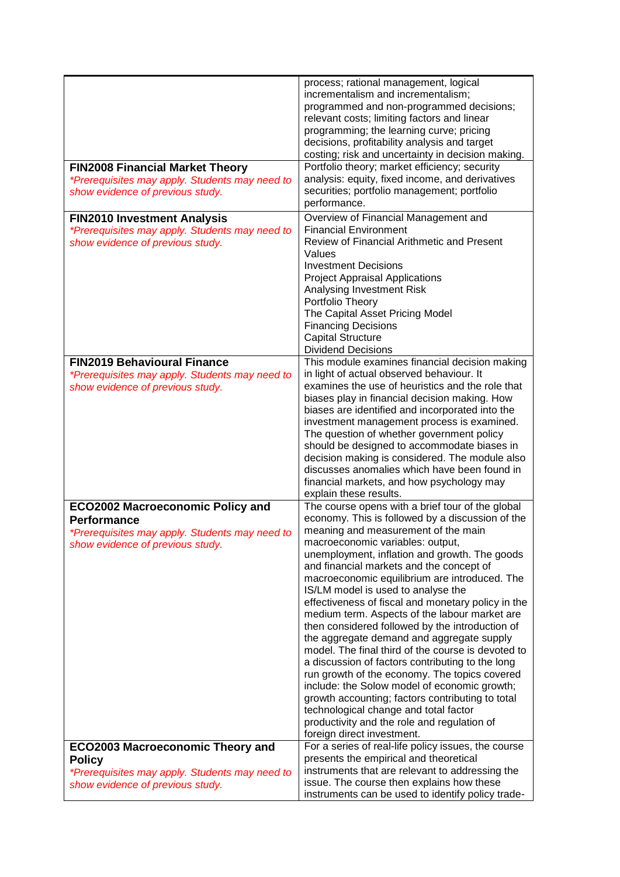| | |
|---|---|
| | process; rational management, logical incrementalism and incrementalism; programmed and non-programmed decisions; relevant costs; limiting factors and linear programming; the learning curve; pricing decisions, profitability analysis and target costing; risk and uncertainty in decision making. |
| **FIN2008 Financial Market Theory**<br>*\*Prerequisites may apply. Students may need to show evidence of previous study.* | Portfolio theory; market efficiency; security analysis: equity, fixed income, and derivatives securities; portfolio management; portfolio performance. |
| **FIN2010 Investment Analysis**<br>*\*Prerequisites may apply. Students may need to show evidence of previous study.* | Overview of Financial Management and Financial Environment<br>Review of Financial Arithmetic and Present Values<br>Investment Decisions<br>Project Appraisal Applications<br>Analysing Investment Risk<br>Portfolio Theory<br>The Capital Asset Pricing Model<br>Financing Decisions<br>Capital Structure<br>Dividend Decisions |
| **FIN2019 Behavioural Finance**<br>*\*Prerequisites may apply. Students may need to show evidence of previous study.* | This module examines financial decision making in light of actual observed behaviour. It examines the use of heuristics and the role that biases play in financial decision making. How biases are identified and incorporated into the investment management process is examined. The question of whether government policy should be designed to accommodate biases in decision making is considered. The module also discusses anomalies which have been found in financial markets, and how psychology may explain these results. |
| **ECO2002 Macroeconomic Policy and Performance**<br>*\*Prerequisites may apply. Students may need to show evidence of previous study.* | The course opens with a brief tour of the global economy. This is followed by a discussion of the meaning and measurement of the main macroeconomic variables: output, unemployment, inflation and growth. The goods and financial markets and the concept of macroeconomic equilibrium are introduced. The IS/LM model is used to analyse the effectiveness of fiscal and monetary policy in the medium term. Aspects of the labour market are then considered followed by the introduction of the aggregate demand and aggregate supply model. The final third of the course is devoted to a discussion of factors contributing to the long run growth of the economy. The topics covered include: the Solow model of economic growth; growth accounting; factors contributing to total technological change and total factor productivity and the role and regulation of foreign direct investment. |
| **ECO2003 Macroeconomic Theory and Policy**<br>*\*Prerequisites may apply. Students may need to show evidence of previous study.* | For a series of real-life policy issues, the course presents the empirical and theoretical instruments that are relevant to addressing the issue. The course then explains how these instruments can be used to identify policy trade- |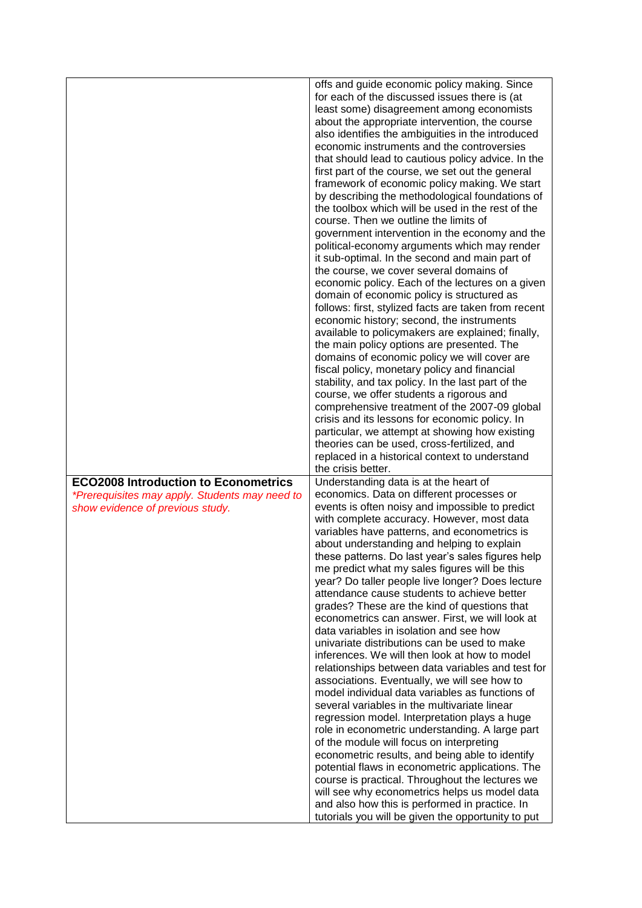| | |
|---|---|
| | offs and guide economic policy making. Since for each of the discussed issues there is (at least some) disagreement among economists about the appropriate intervention, the course also identifies the ambiguities in the introduced economic instruments and the controversies that should lead to cautious policy advice. In the first part of the course, we set out the general framework of economic policy making. We start by describing the methodological foundations of the toolbox which will be used in the rest of the course. Then we outline the limits of government intervention in the economy and the political-economy arguments which may render it sub-optimal. In the second and main part of the course, we cover several domains of economic policy. Each of the lectures on a given domain of economic policy is structured as follows: first, stylized facts are taken from recent economic history; second, the instruments available to policymakers are explained; finally, the main policy options are presented. The domains of economic policy we will cover are fiscal policy, monetary policy and financial stability, and tax policy. In the last part of the course, we offer students a rigorous and comprehensive treatment of the 2007-09 global crisis and its lessons for economic policy. In particular, we attempt at showing how existing theories can be used, cross-fertilized, and replaced in a historical context to understand the crisis better. |
| **ECO2008 Introduction to Econometrics** <br> *\*Prerequisites may apply. Students may need to show evidence of previous study.* | Understanding data is at the heart of economics. Data on different processes or events is often noisy and impossible to predict with complete accuracy. However, most data variables have patterns, and econometrics is about understanding and helping to explain these patterns. Do last year's sales figures help me predict what my sales figures will be this year? Do taller people live longer? Does lecture attendance cause students to achieve better grades? These are the kind of questions that econometrics can answer. First, we will look at data variables in isolation and see how univariate distributions can be used to make inferences. We will then look at how to model relationships between data variables and test for associations. Eventually, we will see how to model individual data variables as functions of several variables in the multivariate linear regression model. Interpretation plays a huge role in econometric understanding. A large part of the module will focus on interpreting econometric results, and being able to identify potential flaws in econometric applications. The course is practical. Throughout the lectures we will see why econometrics helps us model data and also how this is performed in practice. In tutorials you will be given the opportunity to put |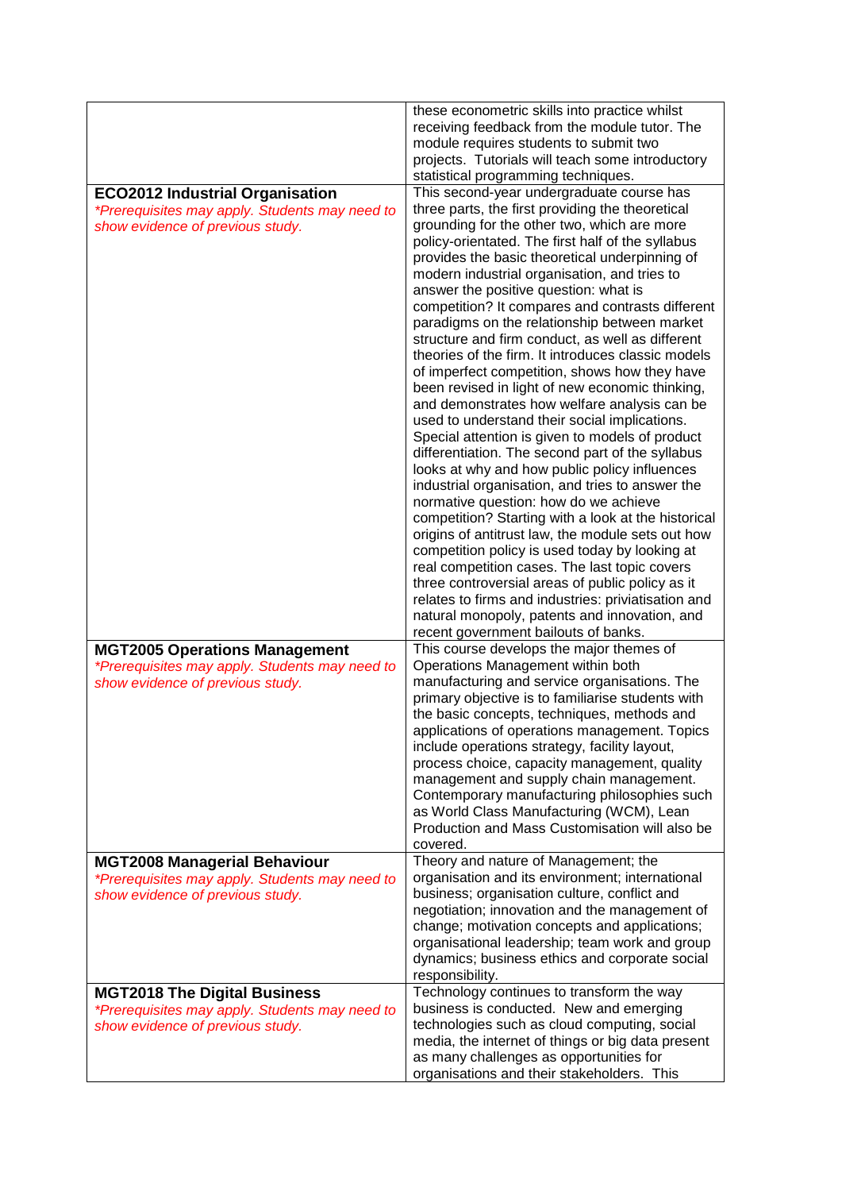| | |
|---|---|
| | these econometric skills into practice whilst receiving feedback from the module tutor. The module requires students to submit two projects. Tutorials will teach some introductory statistical programming techniques. |
| **ECO2012 Industrial Organisation**<br>*\*Prerequisites may apply. Students may need to show evidence of previous study.* | This second-year undergraduate course has three parts, the first providing the theoretical grounding for the other two, which are more policy-orientated. The first half of the syllabus provides the basic theoretical underpinning of modern industrial organisation, and tries to answer the positive question: what is competition? It compares and contrasts different paradigms on the relationship between market structure and firm conduct, as well as different theories of the firm. It introduces classic models of imperfect competition, shows how they have been revised in light of new economic thinking, and demonstrates how welfare analysis can be used to understand their social implications. Special attention is given to models of product differentiation. The second part of the syllabus looks at why and how public policy influences industrial organisation, and tries to answer the normative question: how do we achieve competition? Starting with a look at the historical origins of antitrust law, the module sets out how competition policy is used today by looking at real competition cases. The last topic covers three controversial areas of public policy as it relates to firms and industries: privatisation and natural monopoly, patents and innovation, and recent government bailouts of banks. |
| **MGT2005 Operations Management**<br>*\*Prerequisites may apply. Students may need to show evidence of previous study.* | This course develops the major themes of Operations Management within both manufacturing and service organisations. The primary objective is to familiarise students with the basic concepts, techniques, methods and applications of operations management. Topics include operations strategy, facility layout, process choice, capacity management, quality management and supply chain management. Contemporary manufacturing philosophies such as World Class Manufacturing (WCM), Lean Production and Mass Customisation will also be covered. |
| **MGT2008 Managerial Behaviour**<br>*\*Prerequisites may apply. Students may need to show evidence of previous study.* | Theory and nature of Management; the organisation and its environment; international business; organisation culture, conflict and negotiation; innovation and the management of change; motivation concepts and applications; organisational leadership; team work and group dynamics; business ethics and corporate social responsibility. |
| **MGT2018 The Digital Business**<br>*\*Prerequisites may apply. Students may need to show evidence of previous study.* | Technology continues to transform the way business is conducted. New and emerging technologies such as cloud computing, social media, the internet of things or big data present as many challenges as opportunities for organisations and their stakeholders. This |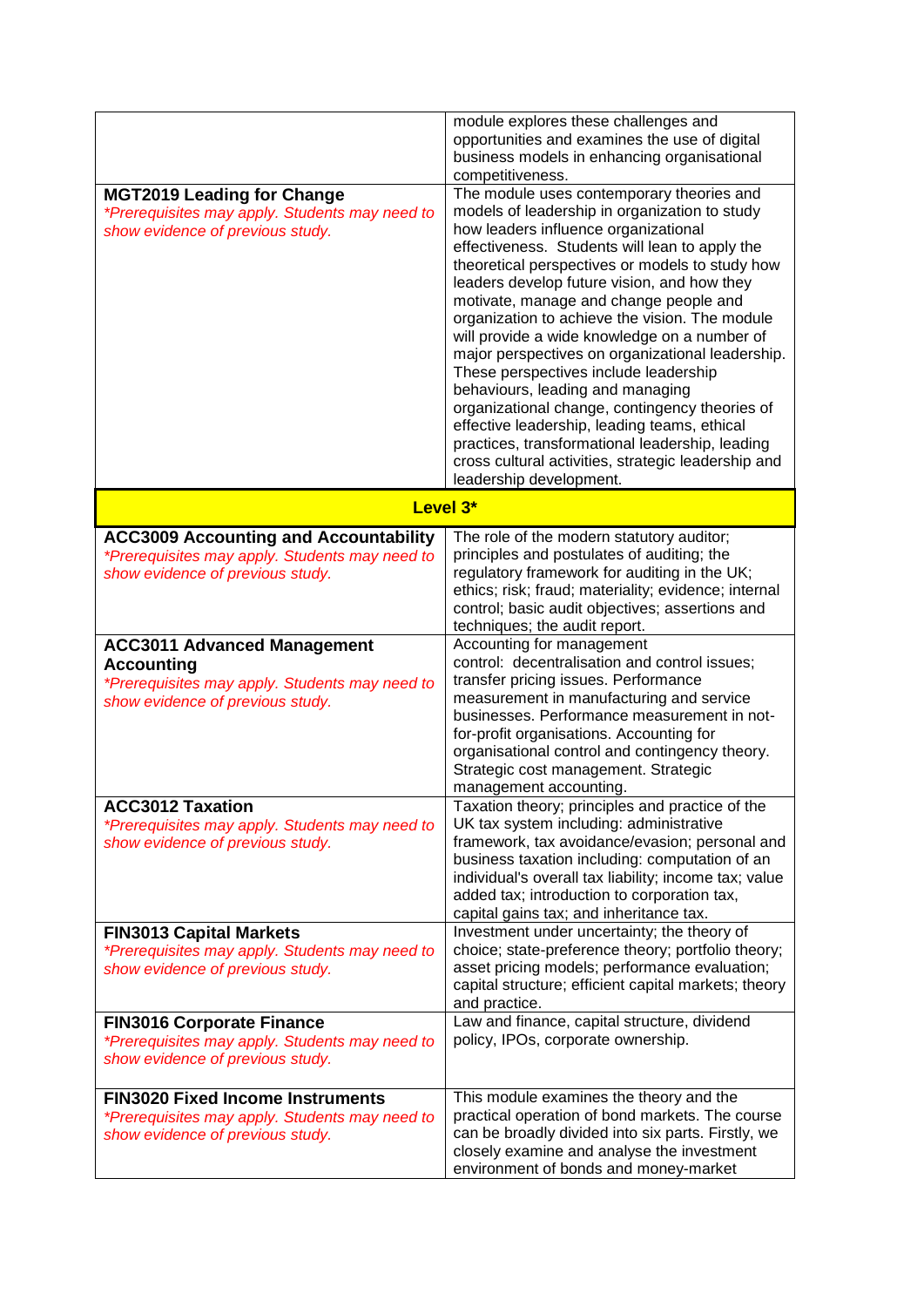| | |
|---|---|
| | module explores these challenges and opportunities and examines the use of digital business models in enhancing organisational competitiveness. |
| **MGT2019 Leading for Change**<br>*\*Prerequisites may apply. Students may need to show evidence of previous study.* | The module uses contemporary theories and models of leadership in organization to study how leaders influence organizational effectiveness. Students will lean to apply the theoretical perspectives or models to study how leaders develop future vision, and how they motivate, manage and change people and organization to achieve the vision. The module will provide a wide knowledge on a number of major perspectives on organizational leadership. These perspectives include leadership behaviours, leading and managing organizational change, contingency theories of effective leadership, leading teams, ethical practices, transformational leadership, leading cross cultural activities, strategic leadership and leadership development. |
| **Level 3\*** | |
| **ACC3009 Accounting and Accountability**<br>*\*Prerequisites may apply. Students may need to show evidence of previous study.* | The role of the modern statutory auditor; principles and postulates of auditing; the regulatory framework for auditing in the UK; ethics; risk; fraud; materiality; evidence; internal control; basic audit objectives; assertions and techniques; the audit report. |
| **ACC3011 Advanced Management Accounting**<br>*\*Prerequisites may apply. Students may need to show evidence of previous study.* | Accounting for management control: decentralisation and control issues; transfer pricing issues. Performance measurement in manufacturing and service businesses. Performance measurement in not-for-profit organisations. Accounting for organisational control and contingency theory. Strategic cost management. Strategic management accounting. |
| **ACC3012 Taxation**<br>*\*Prerequisites may apply. Students may need to show evidence of previous study.* | Taxation theory; principles and practice of the UK tax system including: administrative framework, tax avoidance/evasion; personal and business taxation including: computation of an individual's overall tax liability; income tax; value added tax; introduction to corporation tax, capital gains tax; and inheritance tax. |
| **FIN3013 Capital Markets**<br>*\*Prerequisites may apply. Students may need to show evidence of previous study.* | Investment under uncertainty; the theory of choice; state-preference theory; portfolio theory; asset pricing models; performance evaluation; capital structure; efficient capital markets; theory and practice. |
| **FIN3016 Corporate Finance**<br>*\*Prerequisites may apply. Students may need to show evidence of previous study.* | Law and finance, capital structure, dividend policy, IPOs, corporate ownership. |
| **FIN3020 Fixed Income Instruments**<br>*\*Prerequisites may apply. Students may need to show evidence of previous study.* | This module examines the theory and the practical operation of bond markets. The course can be broadly divided into six parts. Firstly, we closely examine and analyse the investment environment of bonds and money-market |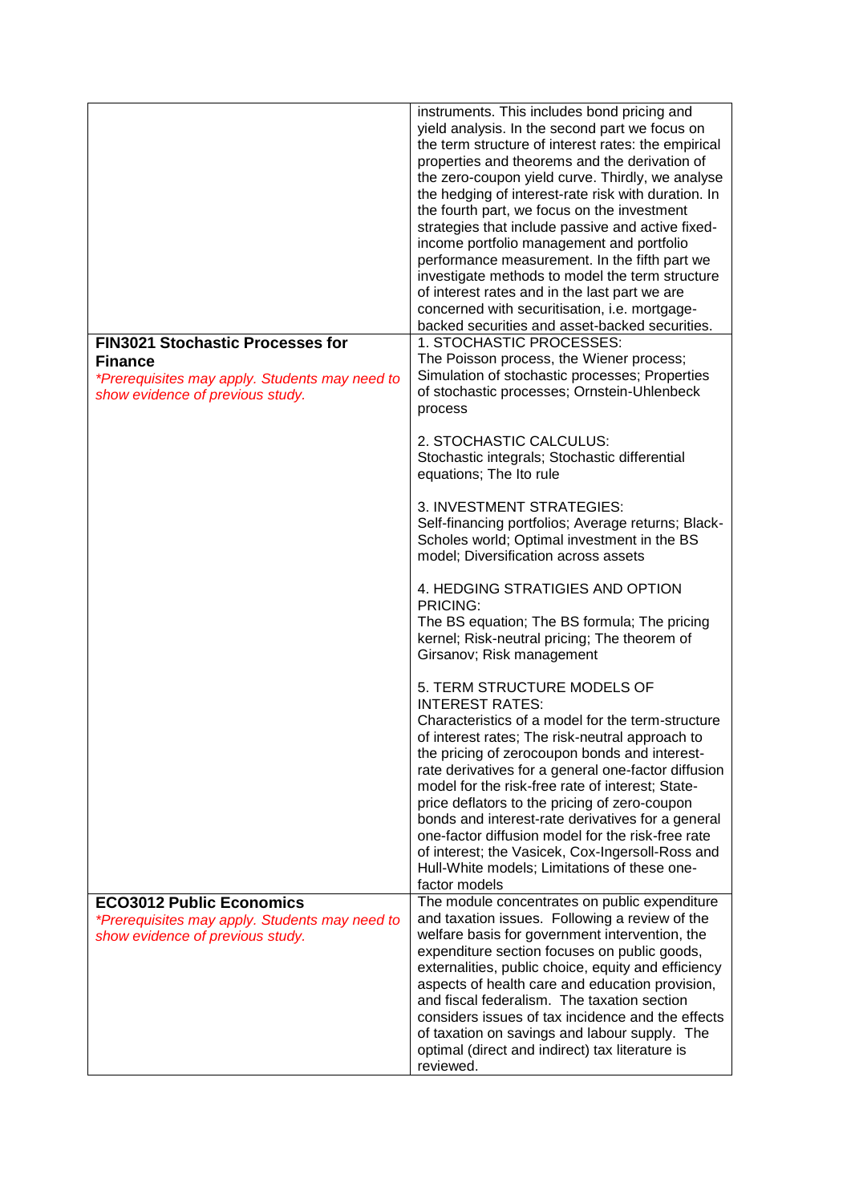| | |
|---|---|
| | instruments. This includes bond pricing and yield analysis. In the second part we focus on the term structure of interest rates: the empirical properties and theorems and the derivation of the zero-coupon yield curve. Thirdly, we analyse the hedging of interest-rate risk with duration. In the fourth part, we focus on the investment strategies that include passive and active fixed-income portfolio management and portfolio performance measurement. In the fifth part we investigate methods to model the term structure of interest rates and in the last part we are concerned with securitisation, i.e. mortgage-backed securities and asset-backed securities. |
| **FIN3021 Stochastic Processes for Finance**<br>*\*Prerequisites may apply. Students may need to show evidence of previous study.* | 1. STOCHASTIC PROCESSES:<br>The Poisson process, the Wiener process; Simulation of stochastic processes; Properties of stochastic processes; Ornstein-Uhlenbeck process<br><br>2. STOCHASTIC CALCULUS:<br>Stochastic integrals; Stochastic differential equations; The Ito rule<br><br>3. INVESTMENT STRATEGIES:<br>Self-financing portfolios; Average returns; Black-Scholes world; Optimal investment in the BS model; Diversification across assets<br><br>4. HEDGING STRATIGIES AND OPTION PRICING:<br>The BS equation; The BS formula; The pricing kernel; Risk-neutral pricing; The theorem of Girsanov; Risk management<br><br>5. TERM STRUCTURE MODELS OF INTEREST RATES:<br>Characteristics of a model for the term-structure of interest rates; The risk-neutral approach to the pricing of zerocoupon bonds and interest-rate derivatives for a general one-factor diffusion model for the risk-free rate of interest; State-price deflators to the pricing of zero-coupon bonds and interest-rate derivatives for a general one-factor diffusion model for the risk-free rate of interest; the Vasicek, Cox-Ingersoll-Ross and Hull-White models; Limitations of these one-factor models |
| **ECO3012 Public Economics**<br>*\*Prerequisites may apply. Students may need to show evidence of previous study.* | The module concentrates on public expenditure and taxation issues. Following a review of the welfare basis for government intervention, the expenditure section focuses on public goods, externalities, public choice, equity and efficiency aspects of health care and education provision, and fiscal federalism. The taxation section considers issues of tax incidence and the effects of taxation on savings and labour supply. The optimal (direct and indirect) tax literature is reviewed. |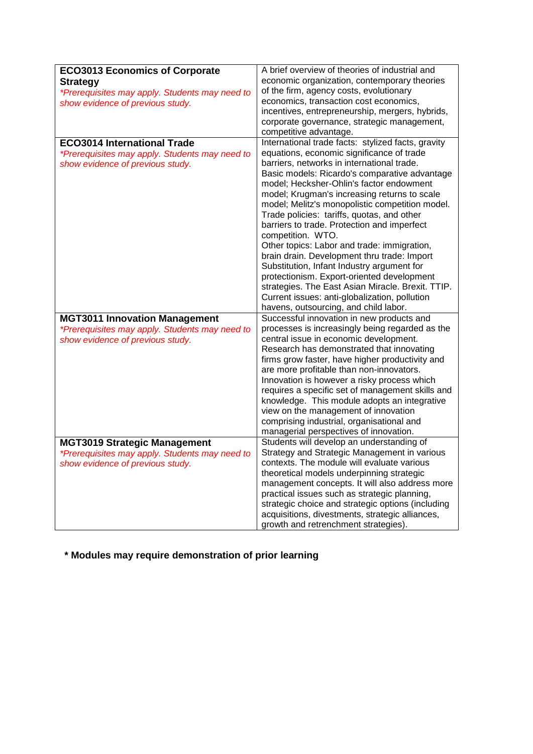| | |
|---|---|
| **ECO3013 Economics of Corporate Strategy** <br> *\*Prerequisites may apply. Students may need to show evidence of previous study.* | A brief overview of theories of industrial and economic organization, contemporary theories of the firm, agency costs, evolutionary economics, transaction cost economics, incentives, entrepreneurship, mergers, hybrids, corporate governance, strategic management, competitive advantage. |
| **ECO3014 International Trade** <br> *\*Prerequisites may apply. Students may need to show evidence of previous study.* | International trade facts: stylized facts, gravity equations, economic significance of trade barriers, networks in international trade. <br> Basic models: Ricardo's comparative advantage model; Hecksher-Ohlin's factor endowment model; Krugman's increasing returns to scale model; Melitz's monopolistic competition model. <br> Trade policies: tariffs, quotas, and other barriers to trade. Protection and imperfect competition. WTO. <br> Other topics: Labor and trade: immigration, brain drain. Development thru trade: Import Substitution, Infant Industry argument for protectionism. Export-oriented development strategies. The East Asian Miracle. Brexit. TTIP. <br> Current issues: anti-globalization, pollution havens, outsourcing, and child labor. |
| **MGT3011 Innovation Management** <br> *\*Prerequisites may apply. Students may need to show evidence of previous study.* | Successful innovation in new products and processes is increasingly being regarded as the central issue in economic development. Research has demonstrated that innovating firms grow faster, have higher productivity and are more profitable than non-innovators. Innovation is however a risky process which requires a specific set of management skills and knowledge. This module adopts an integrative view on the management of innovation comprising industrial, organisational and managerial perspectives of innovation. |
| **MGT3019 Strategic Management** <br> *\*Prerequisites may apply. Students may need to show evidence of previous study.* | Students will develop an understanding of Strategy and Strategic Management in various contexts. The module will evaluate various theoretical models underpinning strategic management concepts. It will also address more practical issues such as strategic planning, strategic choice and strategic options (including acquisitions, divestments, strategic alliances, growth and retrenchment strategies). |

**\* Modules may require demonstration of prior learning**